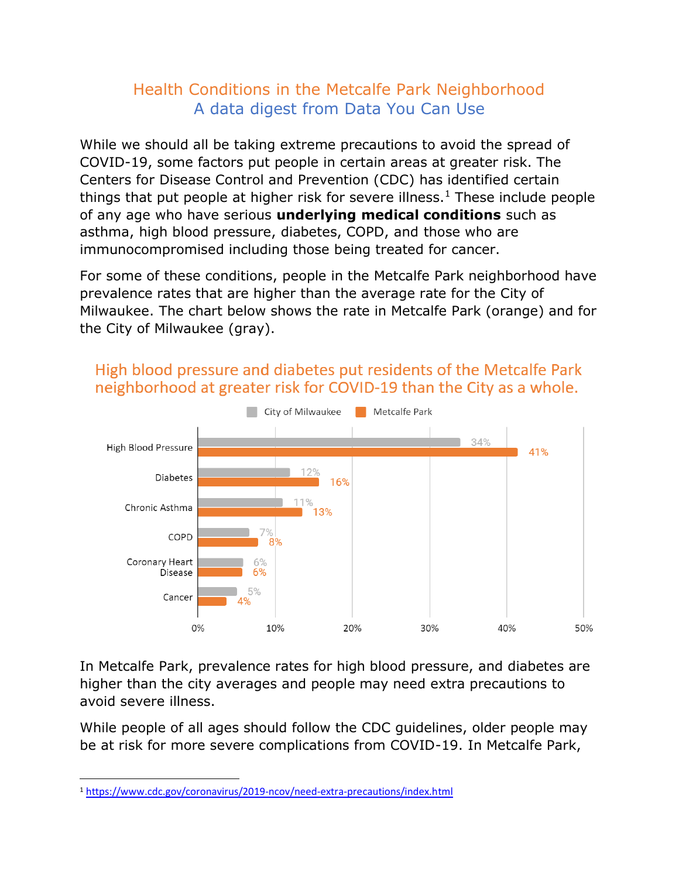# Health Conditions in the Metcalfe Park Neighborhood

## A data digest from Data You Can Use

While we should all be taking extreme precautions to avoid the spread of COVID-19, some factors put people in certain areas at greater risk. The Centers for Disease Control and Prevention (CDC) has identified certain things that put people at higher risk for severe illness.[1] These include people of any age who have serious **underlying medical conditions** such as asthma, high blood pressure, diabetes, COPD, and those who are immunocompromised including those being treated for cancer.

For some of these conditions, people in the Metcalfe Park neighborhood have prevalence rates that are higher than the average rate for the City of Milwaukee. The chart below shows the rate in Metcalfe Park (orange) and for the City of Milwaukee (gray).

### High blood pressure and diabetes put residents of the Metcalfe Park neighborhood at greater risk for COVID-19 than the City as a whole.

| Condition | City of Milwaukee | Metcalfe Park |
| --- | --- | --- |
| High Blood Pressure | 34% | 41% |
| Diabetes | 12% | 16% |
| Chronic Asthma | 11% | 13% |
| COPD | 7% | 8% |
| Coronary Heart Disease | 6% | 6% |
| Cancer | 5% | 4% |

In Metcalfe Park, prevalence rates for high blood pressure, and diabetes are higher than the city averages and people may need extra precautions to avoid severe illness.

While people of all ages should follow the CDC guidelines, older people may be at risk for more severe complications from COVID-19. In Metcalfe Park,

[1] https://www.cdc.gov/coronavirus/2019-ncov/need-extra-precautions/index.html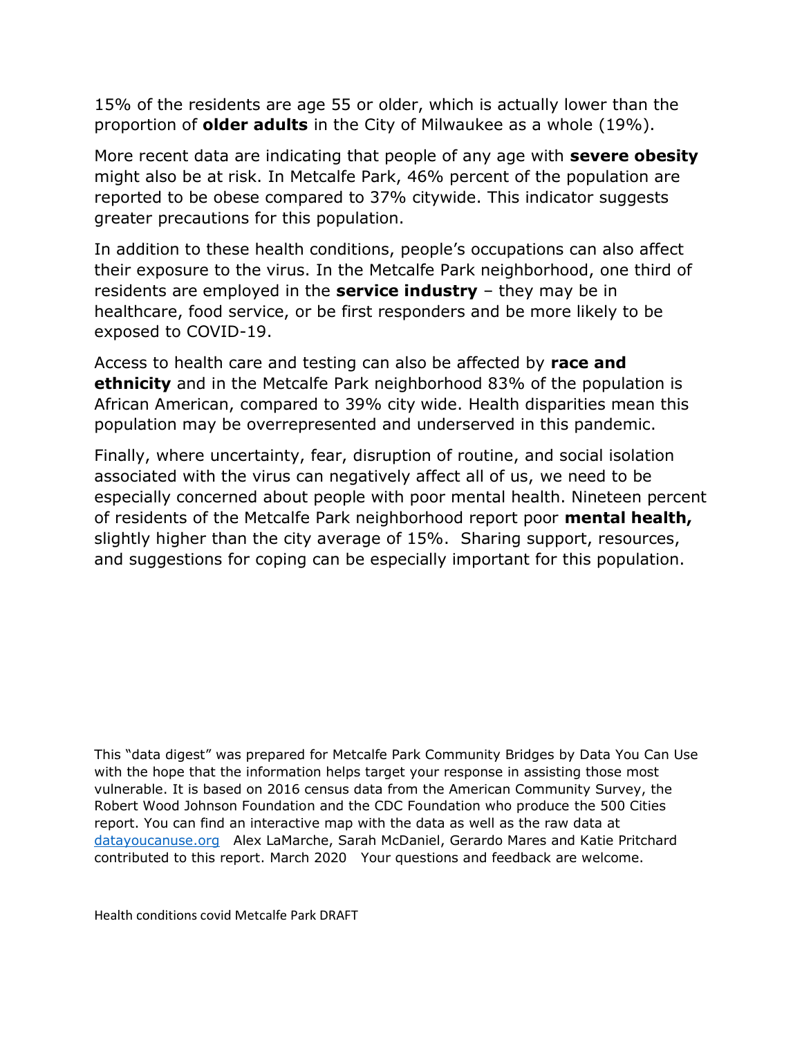15% of the residents are age 55 or older, which is actually lower than the proportion of **older adults** in the City of Milwaukee as a whole (19%).

More recent data are indicating that people of any age with **severe obesity** might also be at risk. In Metcalfe Park, 46% percent of the population are reported to be obese compared to 37% citywide. This indicator suggests greater precautions for this population.

In addition to these health conditions, people's occupations can also affect their exposure to the virus. In the Metcalfe Park neighborhood, one third of residents are employed in the **service industry** – they may be in healthcare, food service, or be first responders and be more likely to be exposed to COVID-19.

Access to health care and testing can also be affected by **race and ethnicity** and in the Metcalfe Park neighborhood 83% of the population is African American, compared to 39% city wide. Health disparities mean this population may be overrepresented and underserved in this pandemic.

Finally, where uncertainty, fear, disruption of routine, and social isolation associated with the virus can negatively affect all of us, we need to be especially concerned about people with poor mental health. Nineteen percent of residents of the Metcalfe Park neighborhood report poor **mental health,** slightly higher than the city average of 15%. Sharing support, resources, and suggestions for coping can be especially important for this population.

This "data digest" was prepared for Metcalfe Park Community Bridges by Data You Can Use with the hope that the information helps target your response in assisting those most vulnerable. It is based on 2016 census data from the American Community Survey, the Robert Wood Johnson Foundation and the CDC Foundation who produce the 500 Cities report. You can find an interactive map with the data as well as the raw data at [datayoucanuse.org](datayoucanuse.org) Alex LaMarche, Sarah McDaniel, Gerardo Mares and Katie Pritchard contributed to this report. March 2020 Your questions and feedback are welcome.

Health conditions covid Metcalfe Park DRAFT